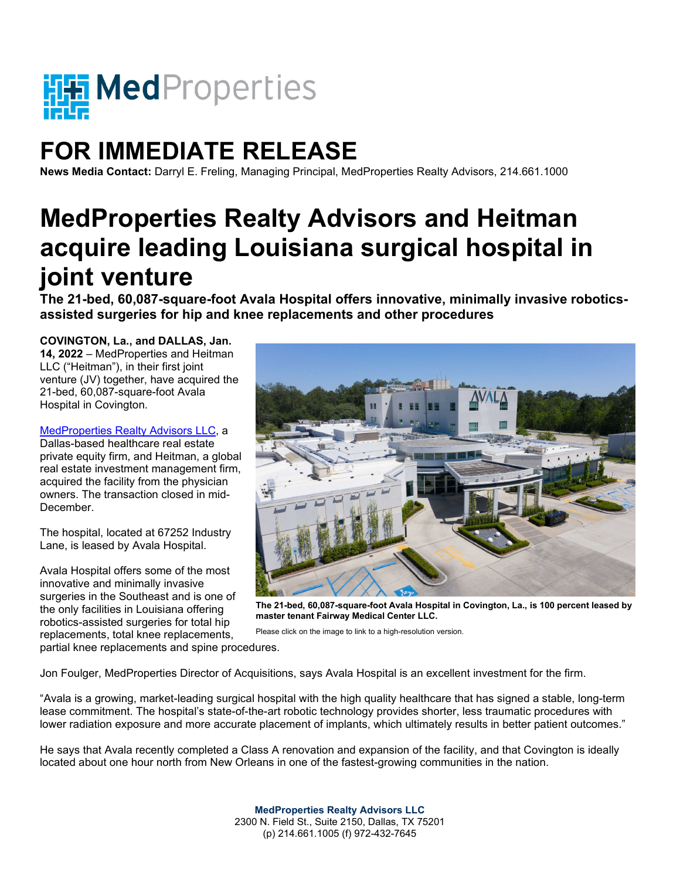# FOR IMMEDIATE RELEASE

**News Media Contact:** Darryl E. Freling, Managing Principal, MedProperties Realty Advisors, 214.661.1000

# MedProperties Realty Advisors and Heitman acquire leading Louisiana surgical hospital in joint venture

**The 21-bed, 60,087-square-foot Avala Hospital offers innovative, minimally invasive robotics-assisted surgeries for hip and knee replacements and other procedures**

**COVINGTON, La., and DALLAS, Jan. 14, 2022** – MedProperties and Heitman LLC ("Heitman"), in their first joint venture (JV) together, have acquired the 21-bed, 60,087-square-foot Avala Hospital in Covington.

MedProperties Realty Advisors LLC, a Dallas-based healthcare real estate private equity firm, and Heitman, a global real estate investment management firm, acquired the facility from the physician owners. The transaction closed in mid-December.

The hospital, located at 67252 Industry Lane, is leased by Avala Hospital.

Avala Hospital offers some of the most innovative and minimally invasive surgeries in the Southeast and is one of the only facilities in Louisiana offering robotics-assisted surgeries for total hip replacements, total knee replacements, partial knee replacements and spine procedures.

**The 21-bed, 60,087-square-foot Avala Hospital in Covington, La., is 100 percent leased by master tenant Fairway Medical Center LLC.**

Please click on the image to link to a high-resolution version.

Jon Foulger, MedProperties Director of Acquisitions, says Avala Hospital is an excellent investment for the firm.

"Avala is a growing, market-leading surgical hospital with the high quality healthcare that has signed a stable, long-term lease commitment. The hospital's state-of-the-art robotic technology provides shorter, less traumatic procedures with lower radiation exposure and more accurate placement of implants, which ultimately results in better patient outcomes."

He says that Avala recently completed a Class A renovation and expansion of the facility, and that Covington is ideally located about one hour north from New Orleans in one of the fastest-growing communities in the nation.

**MedProperties Realty Advisors LLC**
2300 N. Field St., Suite 2150, Dallas, TX 75201
(p) 214.661.1005 (f) 972-432-7645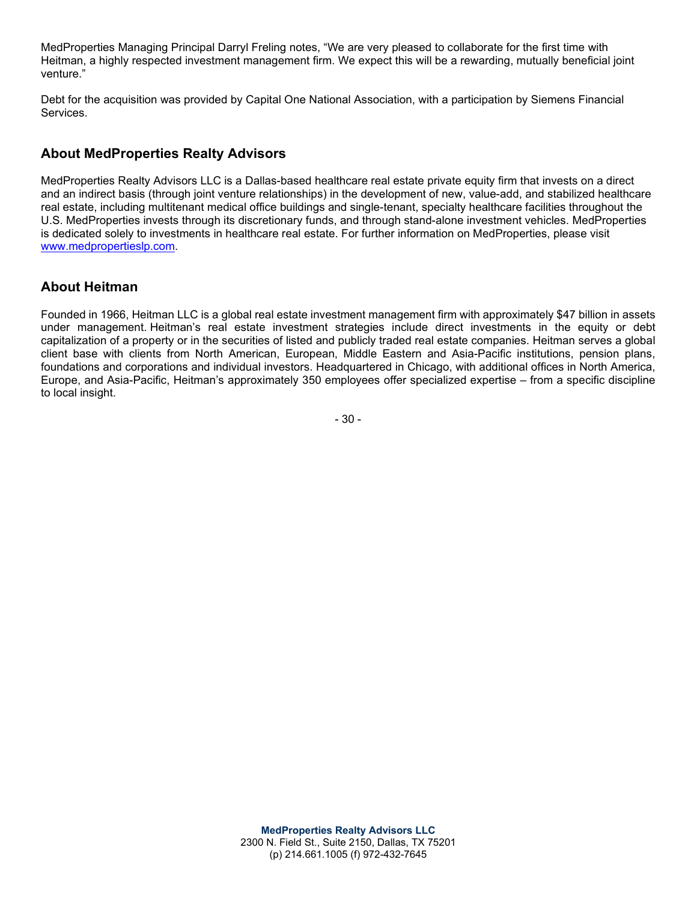MedProperties Managing Principal Darryl Freling notes, “We are very pleased to collaborate for the first time with Heitman, a highly respected investment management firm. We expect this will be a rewarding, mutually beneficial joint venture.”

Debt for the acquisition was provided by Capital One National Association, with a participation by Siemens Financial Services.

## About MedProperties Realty Advisors

MedProperties Realty Advisors LLC is a Dallas-based healthcare real estate private equity firm that invests on a direct and an indirect basis (through joint venture relationships) in the development of new, value-add, and stabilized healthcare real estate, including multitenant medical office buildings and single-tenant, specialty healthcare facilities throughout the U.S. MedProperties invests through its discretionary funds, and through stand-alone investment vehicles. MedProperties is dedicated solely to investments in healthcare real estate. For further information on MedProperties, please visit www.medpropertieslp.com.

## About Heitman

Founded in 1966, Heitman LLC is a global real estate investment management firm with approximately $47 billion in assets under management. Heitman’s real estate investment strategies include direct investments in the equity or debt capitalization of a property or in the securities of listed and publicly traded real estate companies. Heitman serves a global client base with clients from North American, European, Middle Eastern and Asia-Pacific institutions, pension plans, foundations and corporations and individual investors. Headquartered in Chicago, with additional offices in North America, Europe, and Asia-Pacific, Heitman’s approximately 350 employees offer specialized expertise – from a specific discipline to local insight.

- 30 -

**MedProperties Realty Advisors LLC**
2300 N. Field St., Suite 2150, Dallas, TX 75201
(p) 214.661.1005 (f) 972-432-7645